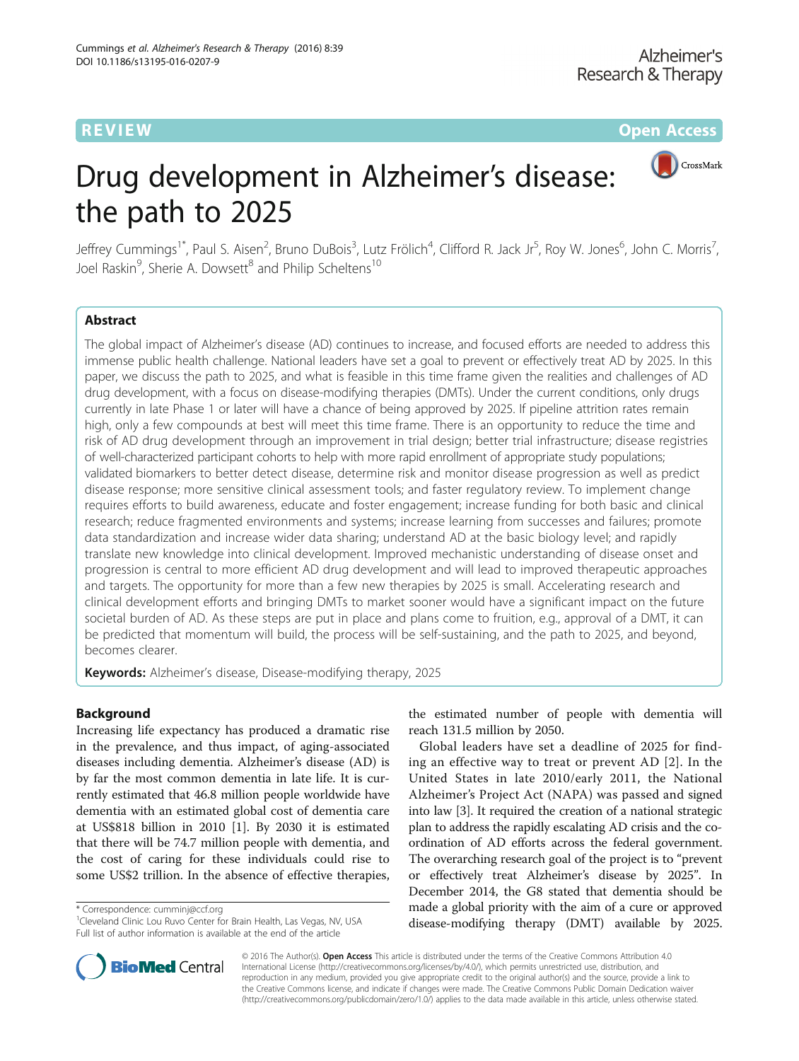REVIEW Open Access

# Drug development in Alzheimer's disease: the path to 2025

Jeffrey Cummings[1*], Paul S. Aisen[2], Bruno DuBois[3], Lutz Frölich[4], Clifford R. Jack Jr[5], Roy W. Jones[6], John C. Morris[7], Joel Raskin[9], Sherie A. Dowsett[8] and Philip Scheltens[10]

## Abstract

The global impact of Alzheimer's disease (AD) continues to increase, and focused efforts are needed to address this immense public health challenge. National leaders have set a goal to prevent or effectively treat AD by 2025. In this paper, we discuss the path to 2025, and what is feasible in this time frame given the realities and challenges of AD drug development, with a focus on disease-modifying therapies (DMTs). Under the current conditions, only drugs currently in late Phase 1 or later will have a chance of being approved by 2025. If pipeline attrition rates remain high, only a few compounds at best will meet this time frame. There is an opportunity to reduce the time and risk of AD drug development through an improvement in trial design; better trial infrastructure; disease registries of well-characterized participant cohorts to help with more rapid enrollment of appropriate study populations; validated biomarkers to better detect disease, determine risk and monitor disease progression as well as predict disease response; more sensitive clinical assessment tools; and faster regulatory review. To implement change requires efforts to build awareness, educate and foster engagement; increase funding for both basic and clinical research; reduce fragmented environments and systems; increase learning from successes and failures; promote data standardization and increase wider data sharing; understand AD at the basic biology level; and rapidly translate new knowledge into clinical development. Improved mechanistic understanding of disease onset and progression is central to more efficient AD drug development and will lead to improved therapeutic approaches and targets. The opportunity for more than a few new therapies by 2025 is small. Accelerating research and clinical development efforts and bringing DMTs to market sooner would have a significant impact on the future societal burden of AD. As these steps are put in place and plans come to fruition, e.g., approval of a DMT, it can be predicted that momentum will build, the process will be self-sustaining, and the path to 2025, and beyond, becomes clearer.

**Keywords:** Alzheimer's disease, Disease-modifying therapy, 2025

## Background

Increasing life expectancy has produced a dramatic rise in the prevalence, and thus impact, of aging-associated diseases including dementia. Alzheimer's disease (AD) is by far the most common dementia in late life. It is currently estimated that 46.8 million people worldwide have dementia with an estimated global cost of dementia care at US$818 billion in 2010 [1]. By 2030 it is estimated that there will be 74.7 million people with dementia, and the cost of caring for these individuals could rise to some US$2 trillion. In the absence of effective therapies, the estimated number of people with dementia will reach 131.5 million by 2050.

Global leaders have set a deadline of 2025 for finding an effective way to treat or prevent AD [2]. In the United States in late 2010/early 2011, the National Alzheimer's Project Act (NAPA) was passed and signed into law [3]. It required the creation of a national strategic plan to address the rapidly escalating AD crisis and the coordination of AD efforts across the federal government. The overarching research goal of the project is to "prevent or effectively treat Alzheimer's disease by 2025". In December 2014, the G8 stated that dementia should be made a global priority with the aim of a cure or approved disease-modifying therapy (DMT) available by 2025.

* Correspondence: cumminj@ccf.org
[1]Cleveland Clinic Lou Ruvo Center for Brain Health, Las Vegas, NV, USA
Full list of author information is available at the end of the article

© 2016 The Author(s). **Open Access** This article is distributed under the terms of the Creative Commons Attribution 4.0 International License (http://creativecommons.org/licenses/by/4.0/), which permits unrestricted use, distribution, and reproduction in any medium, provided you give appropriate credit to the original author(s) and the source, provide a link to the Creative Commons license, and indicate if changes were made. The Creative Commons Public Domain Dedication waiver (http://creativecommons.org/publicdomain/zero/1.0/) applies to the data made available in this article, unless otherwise stated.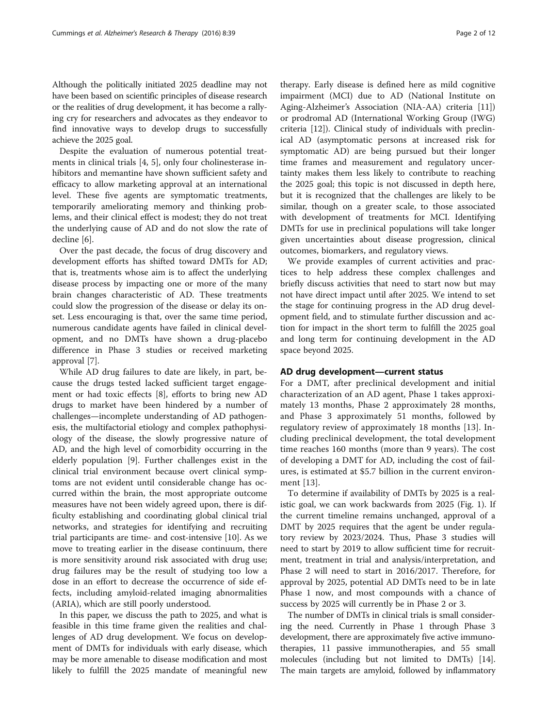Although the politically initiated 2025 deadline may not have been based on scientific principles of disease research or the realities of drug development, it has become a rallying cry for researchers and advocates as they endeavor to find innovative ways to develop drugs to successfully achieve the 2025 goal.

Despite the evaluation of numerous potential treatments in clinical trials [4, 5], only four cholinesterase inhibitors and memantine have shown sufficient safety and efficacy to allow marketing approval at an international level. These five agents are symptomatic treatments, temporarily ameliorating memory and thinking problems, and their clinical effect is modest; they do not treat the underlying cause of AD and do not slow the rate of decline [6].

Over the past decade, the focus of drug discovery and development efforts has shifted toward DMTs for AD; that is, treatments whose aim is to affect the underlying disease process by impacting one or more of the many brain changes characteristic of AD. These treatments could slow the progression of the disease or delay its onset. Less encouraging is that, over the same time period, numerous candidate agents have failed in clinical development, and no DMTs have shown a drug-placebo difference in Phase 3 studies or received marketing approval [7].

While AD drug failures to date are likely, in part, because the drugs tested lacked sufficient target engagement or had toxic effects [8], efforts to bring new AD drugs to market have been hindered by a number of challenges—incomplete understanding of AD pathogenesis, the multifactorial etiology and complex pathophysiology of the disease, the slowly progressive nature of AD, and the high level of comorbidity occurring in the elderly population [9]. Further challenges exist in the clinical trial environment because overt clinical symptoms are not evident until considerable change has occurred within the brain, the most appropriate outcome measures have not been widely agreed upon, there is difficulty establishing and coordinating global clinical trial networks, and strategies for identifying and recruiting trial participants are time- and cost-intensive [10]. As we move to treating earlier in the disease continuum, there is more sensitivity around risk associated with drug use; drug failures may be the result of studying too low a dose in an effort to decrease the occurrence of side effects, including amyloid-related imaging abnormalities (ARIA), which are still poorly understood.

In this paper, we discuss the path to 2025, and what is feasible in this time frame given the realities and challenges of AD drug development. We focus on development of DMTs for individuals with early disease, which may be more amenable to disease modification and most likely to fulfill the 2025 mandate of meaningful new therapy. Early disease is defined here as mild cognitive impairment (MCI) due to AD (National Institute on Aging-Alzheimer's Association (NIA-AA) criteria [11]) or prodromal AD (International Working Group (IWG) criteria [12]). Clinical study of individuals with preclinical AD (asymptomatic persons at increased risk for symptomatic AD) are being pursued but their longer time frames and measurement and regulatory uncertainty makes them less likely to contribute to reaching the 2025 goal; this topic is not discussed in depth here, but it is recognized that the challenges are likely to be similar, though on a greater scale, to those associated with development of treatments for MCI. Identifying DMTs for use in preclinical populations will take longer given uncertainties about disease progression, clinical outcomes, biomarkers, and regulatory views.

We provide examples of current activities and practices to help address these complex challenges and briefly discuss activities that need to start now but may not have direct impact until after 2025. We intend to set the stage for continuing progress in the AD drug development field, and to stimulate further discussion and action for impact in the short term to fulfill the 2025 goal and long term for continuing development in the AD space beyond 2025.

## AD drug development—current status

For a DMT, after preclinical development and initial characterization of an AD agent, Phase 1 takes approximately 13 months, Phase 2 approximately 28 months, and Phase 3 approximately 51 months, followed by regulatory review of approximately 18 months [13]. Including preclinical development, the total development time reaches 160 months (more than 9 years). The cost of developing a DMT for AD, including the cost of failures, is estimated at $5.7 billion in the current environment [13].

To determine if availability of DMTs by 2025 is a realistic goal, we can work backwards from 2025 (Fig. 1). If the current timeline remains unchanged, approval of a DMT by 2025 requires that the agent be under regulatory review by 2023/2024. Thus, Phase 3 studies will need to start by 2019 to allow sufficient time for recruitment, treatment in trial and analysis/interpretation, and Phase 2 will need to start in 2016/2017. Therefore, for approval by 2025, potential AD DMTs need to be in late Phase 1 now, and most compounds with a chance of success by 2025 will currently be in Phase 2 or 3.

The number of DMTs in clinical trials is small considering the need. Currently in Phase 1 through Phase 3 development, there are approximately five active immunotherapies, 11 passive immunotherapies, and 55 small molecules (including but not limited to DMTs) [14]. The main targets are amyloid, followed by inflammatory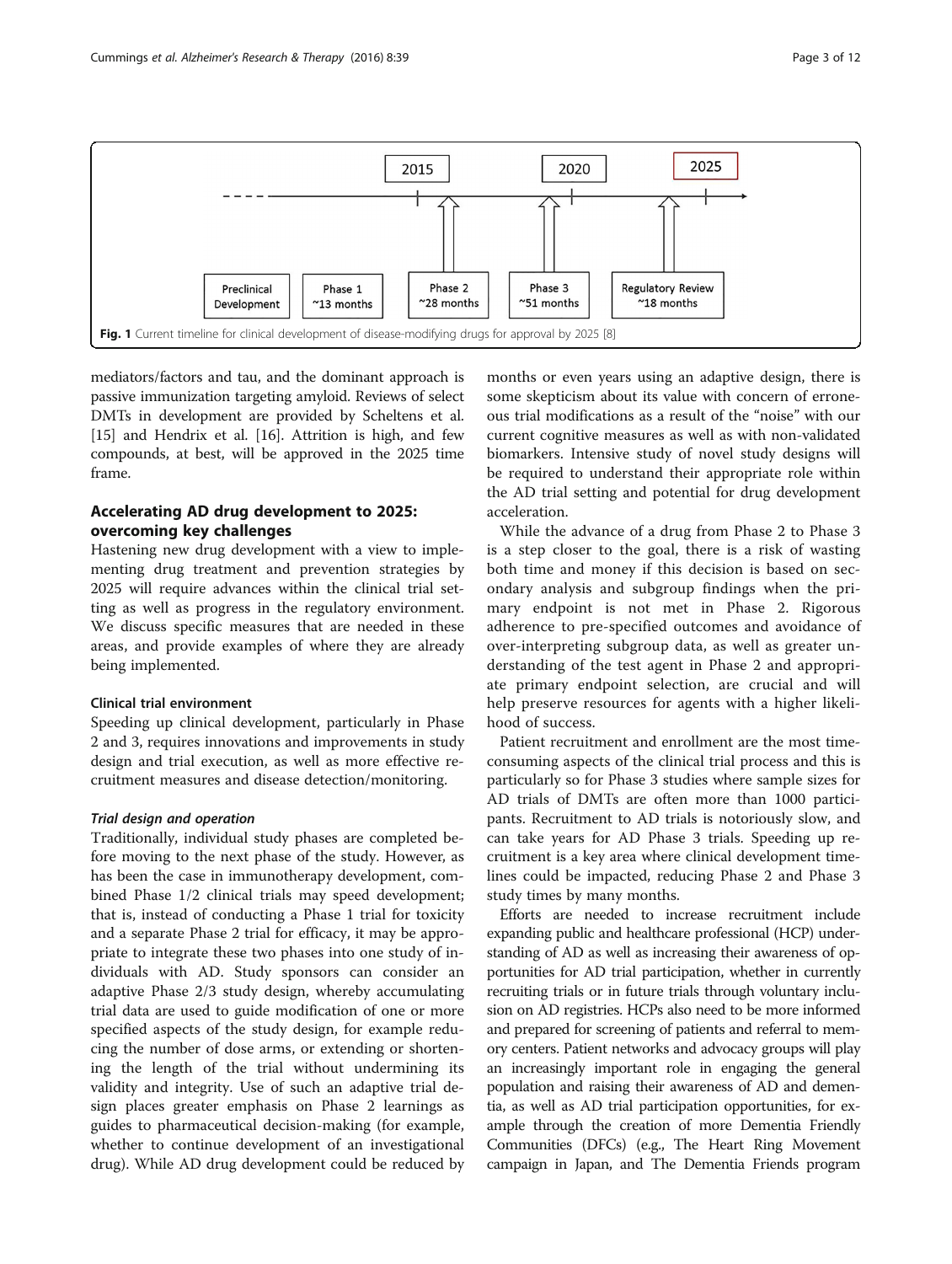Fig. 1 Current timeline for clinical development of disease-modifying drugs for approval by 2025 [8]

mediators/factors and tau, and the dominant approach is passive immunization targeting amyloid. Reviews of select DMTs in development are provided by Scheltens et al. [15] and Hendrix et al. [16]. Attrition is high, and few compounds, at best, will be approved in the 2025 time frame.

## Accelerating AD drug development to 2025: overcoming key challenges

Hastening new drug development with a view to implementing drug treatment and prevention strategies by 2025 will require advances within the clinical trial setting as well as progress in the regulatory environment. We discuss specific measures that are needed in these areas, and provide examples of where they are already being implemented.

### Clinical trial environment

Speeding up clinical development, particularly in Phase 2 and 3, requires innovations and improvements in study design and trial execution, as well as more effective recruitment measures and disease detection/monitoring.

#### *Trial design and operation*

Traditionally, individual study phases are completed before moving to the next phase of the study. However, as has been the case in immunotherapy development, combined Phase 1/2 clinical trials may speed development; that is, instead of conducting a Phase 1 trial for toxicity and a separate Phase 2 trial for efficacy, it may be appropriate to integrate these two phases into one study of individuals with AD. Study sponsors can consider an adaptive Phase 2/3 study design, whereby accumulating trial data are used to guide modification of one or more specified aspects of the study design, for example reducing the number of dose arms, or extending or shortening the length of the trial without undermining its validity and integrity. Use of such an adaptive trial design places greater emphasis on Phase 2 learnings as guides to pharmaceutical decision-making (for example, whether to continue development of an investigational drug). While AD drug development could be reduced by months or even years using an adaptive design, there is some skepticism about its value with concern of erroneous trial modifications as a result of the "noise" with our current cognitive measures as well as with non-validated biomarkers. Intensive study of novel study designs will be required to understand their appropriate role within the AD trial setting and potential for drug development acceleration.

While the advance of a drug from Phase 2 to Phase 3 is a step closer to the goal, there is a risk of wasting both time and money if this decision is based on secondary analysis and subgroup findings when the primary endpoint is not met in Phase 2. Rigorous adherence to pre-specified outcomes and avoidance of over-interpreting subgroup data, as well as greater understanding of the test agent in Phase 2 and appropriate primary endpoint selection, are crucial and will help preserve resources for agents with a higher likelihood of success.

Patient recruitment and enrollment are the most time-consuming aspects of the clinical trial process and this is particularly so for Phase 3 studies where sample sizes for AD trials of DMTs are often more than 1000 participants. Recruitment to AD trials is notoriously slow, and can take years for AD Phase 3 trials. Speeding up recruitment is a key area where clinical development timelines could be impacted, reducing Phase 2 and Phase 3 study times by many months.

Efforts are needed to increase recruitment include expanding public and healthcare professional (HCP) understanding of AD as well as increasing their awareness of opportunities for AD trial participation, whether in currently recruiting trials or in future trials through voluntary inclusion on AD registries. HCPs also need to be more informed and prepared for screening of patients and referral to memory centers. Patient networks and advocacy groups will play an increasingly important role in engaging the general population and raising their awareness of AD and dementia, as well as AD trial participation opportunities, for example through the creation of more Dementia Friendly Communities (DFCs) (e.g., The Heart Ring Movement campaign in Japan, and The Dementia Friends program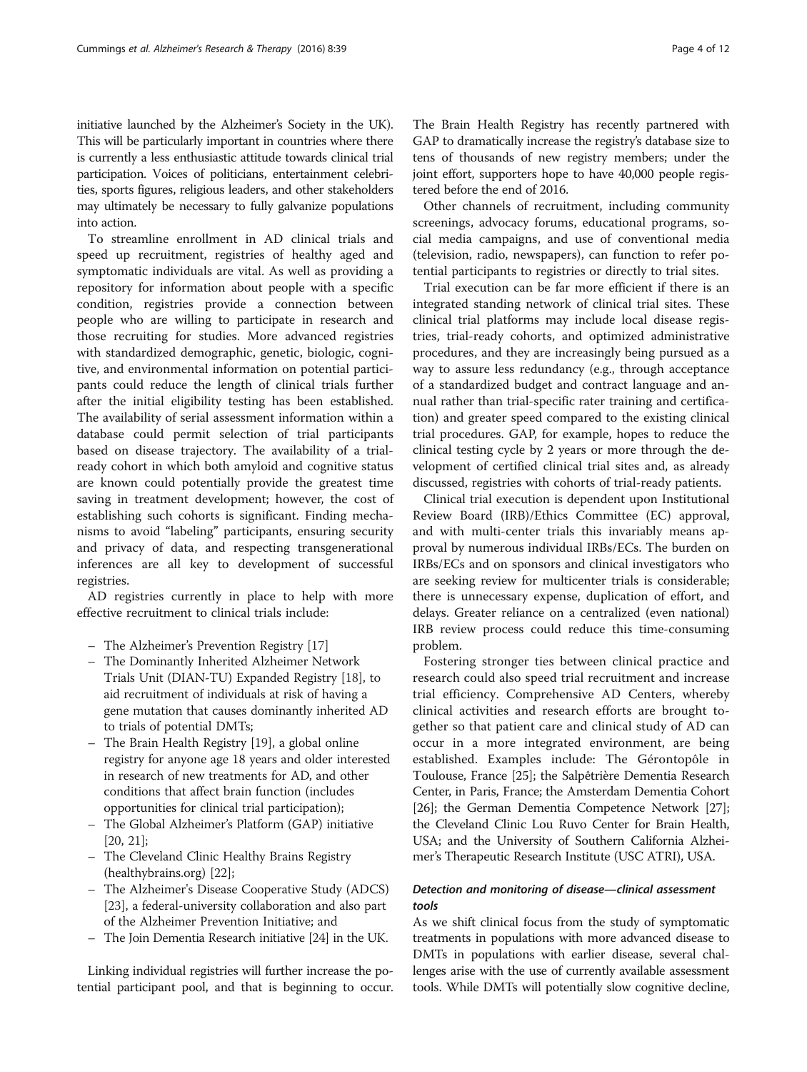initiative launched by the Alzheimer's Society in the UK). This will be particularly important in countries where there is currently a less enthusiastic attitude towards clinical trial participation. Voices of politicians, entertainment celebrities, sports figures, religious leaders, and other stakeholders may ultimately be necessary to fully galvanize populations into action.

To streamline enrollment in AD clinical trials and speed up recruitment, registries of healthy aged and symptomatic individuals are vital. As well as providing a repository for information about people with a specific condition, registries provide a connection between people who are willing to participate in research and those recruiting for studies. More advanced registries with standardized demographic, genetic, biologic, cognitive, and environmental information on potential participants could reduce the length of clinical trials further after the initial eligibility testing has been established. The availability of serial assessment information within a database could permit selection of trial participants based on disease trajectory. The availability of a trial-ready cohort in which both amyloid and cognitive status are known could potentially provide the greatest time saving in treatment development; however, the cost of establishing such cohorts is significant. Finding mechanisms to avoid "labeling" participants, ensuring security and privacy of data, and respecting transgenerational inferences are all key to development of successful registries.

AD registries currently in place to help with more effective recruitment to clinical trials include:

- The Alzheimer's Prevention Registry [17]
- The Dominantly Inherited Alzheimer Network Trials Unit (DIAN-TU) Expanded Registry [18], to aid recruitment of individuals at risk of having a gene mutation that causes dominantly inherited AD to trials of potential DMTs;
- The Brain Health Registry [19], a global online registry for anyone age 18 years and older interested in research of new treatments for AD, and other conditions that affect brain function (includes opportunities for clinical trial participation);
- The Global Alzheimer's Platform (GAP) initiative [20, 21];
- The Cleveland Clinic Healthy Brains Registry (healthybrains.org) [22];
- The Alzheimer's Disease Cooperative Study (ADCS) [23], a federal-university collaboration and also part of the Alzheimer Prevention Initiative; and
- The Join Dementia Research initiative [24] in the UK.

Linking individual registries will further increase the potential participant pool, and that is beginning to occur. The Brain Health Registry has recently partnered with GAP to dramatically increase the registry's database size to tens of thousands of new registry members; under the joint effort, supporters hope to have 40,000 people registered before the end of 2016.

Other channels of recruitment, including community screenings, advocacy forums, educational programs, social media campaigns, and use of conventional media (television, radio, newspapers), can function to refer potential participants to registries or directly to trial sites.

Trial execution can be far more efficient if there is an integrated standing network of clinical trial sites. These clinical trial platforms may include local disease registries, trial-ready cohorts, and optimized administrative procedures, and they are increasingly being pursued as a way to assure less redundancy (e.g., through acceptance of a standardized budget and contract language and annual rather than trial-specific rater training and certification) and greater speed compared to the existing clinical trial procedures. GAP, for example, hopes to reduce the clinical testing cycle by 2 years or more through the development of certified clinical trial sites and, as already discussed, registries with cohorts of trial-ready patients.

Clinical trial execution is dependent upon Institutional Review Board (IRB)/Ethics Committee (EC) approval, and with multi-center trials this invariably means approval by numerous individual IRBs/ECs. The burden on IRBs/ECs and on sponsors and clinical investigators who are seeking review for multicenter trials is considerable; there is unnecessary expense, duplication of effort, and delays. Greater reliance on a centralized (even national) IRB review process could reduce this time-consuming problem.

Fostering stronger ties between clinical practice and research could also speed trial recruitment and increase trial efficiency. Comprehensive AD Centers, whereby clinical activities and research efforts are brought together so that patient care and clinical study of AD can occur in a more integrated environment, are being established. Examples include: The Gérontopôle in Toulouse, France [25]; the Salpêtrière Dementia Research Center, in Paris, France; the Amsterdam Dementia Cohort [26]; the German Dementia Competence Network [27]; the Cleveland Clinic Lou Ruvo Center for Brain Health, USA; and the University of Southern California Alzheimer's Therapeutic Research Institute (USC ATRI), USA.

### *Detection and monitoring of disease—clinical assessment tools*

As we shift clinical focus from the study of symptomatic treatments in populations with more advanced disease to DMTs in populations with earlier disease, several challenges arise with the use of currently available assessment tools. While DMTs will potentially slow cognitive decline,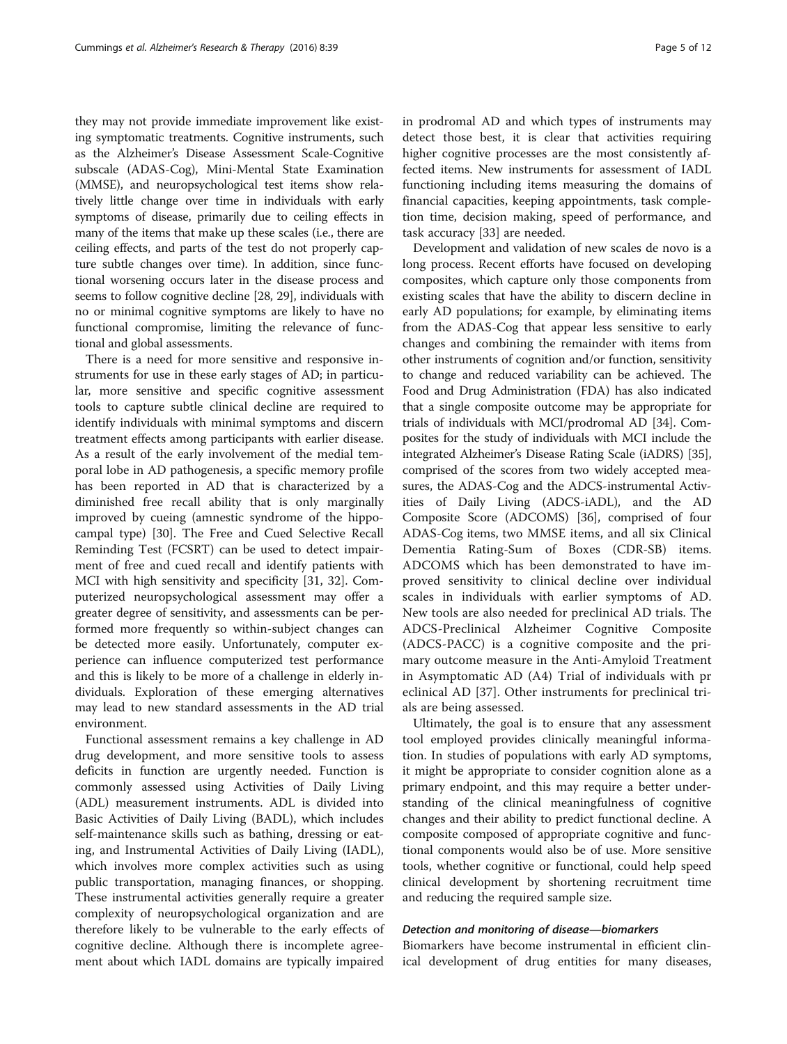they may not provide immediate improvement like existing symptomatic treatments. Cognitive instruments, such as the Alzheimer's Disease Assessment Scale-Cognitive subscale (ADAS-Cog), Mini-Mental State Examination (MMSE), and neuropsychological test items show relatively little change over time in individuals with early symptoms of disease, primarily due to ceiling effects in many of the items that make up these scales (i.e., there are ceiling effects, and parts of the test do not properly capture subtle changes over time). In addition, since functional worsening occurs later in the disease process and seems to follow cognitive decline [28, 29], individuals with no or minimal cognitive symptoms are likely to have no functional compromise, limiting the relevance of functional and global assessments.

There is a need for more sensitive and responsive instruments for use in these early stages of AD; in particular, more sensitive and specific cognitive assessment tools to capture subtle clinical decline are required to identify individuals with minimal symptoms and discern treatment effects among participants with earlier disease. As a result of the early involvement of the medial temporal lobe in AD pathogenesis, a specific memory profile has been reported in AD that is characterized by a diminished free recall ability that is only marginally improved by cueing (amnestic syndrome of the hippocampal type) [30]. The Free and Cued Selective Recall Reminding Test (FCSRT) can be used to detect impairment of free and cued recall and identify patients with MCI with high sensitivity and specificity [31, 32]. Computerized neuropsychological assessment may offer a greater degree of sensitivity, and assessments can be performed more frequently so within-subject changes can be detected more easily. Unfortunately, computer experience can influence computerized test performance and this is likely to be more of a challenge in elderly individuals. Exploration of these emerging alternatives may lead to new standard assessments in the AD trial environment.

Functional assessment remains a key challenge in AD drug development, and more sensitive tools to assess deficits in function are urgently needed. Function is commonly assessed using Activities of Daily Living (ADL) measurement instruments. ADL is divided into Basic Activities of Daily Living (BADL), which includes self-maintenance skills such as bathing, dressing or eating, and Instrumental Activities of Daily Living (IADL), which involves more complex activities such as using public transportation, managing finances, or shopping. These instrumental activities generally require a greater complexity of neuropsychological organization and are therefore likely to be vulnerable to the early effects of cognitive decline. Although there is incomplete agreement about which IADL domains are typically impaired in prodromal AD and which types of instruments may detect those best, it is clear that activities requiring higher cognitive processes are the most consistently affected items. New instruments for assessment of IADL functioning including items measuring the domains of financial capacities, keeping appointments, task completion time, decision making, speed of performance, and task accuracy [33] are needed.

Development and validation of new scales de novo is a long process. Recent efforts have focused on developing composites, which capture only those components from existing scales that have the ability to discern decline in early AD populations; for example, by eliminating items from the ADAS-Cog that appear less sensitive to early changes and combining the remainder with items from other instruments of cognition and/or function, sensitivity to change and reduced variability can be achieved. The Food and Drug Administration (FDA) has also indicated that a single composite outcome may be appropriate for trials of individuals with MCI/prodromal AD [34]. Composites for the study of individuals with MCI include the integrated Alzheimer's Disease Rating Scale (iADRS) [35], comprised of the scores from two widely accepted measures, the ADAS-Cog and the ADCS-instrumental Activities of Daily Living (ADCS-iADL), and the AD Composite Score (ADCOMS) [36], comprised of four ADAS-Cog items, two MMSE items, and all six Clinical Dementia Rating-Sum of Boxes (CDR-SB) items. ADCOMS which has been demonstrated to have improved sensitivity to clinical decline over individual scales in individuals with earlier symptoms of AD. New tools are also needed for preclinical AD trials. The ADCS-Preclinical Alzheimer Cognitive Composite (ADCS-PACC) is a cognitive composite and the primary outcome measure in the Anti-Amyloid Treatment in Asymptomatic AD (A4) Trial of individuals with preclinical AD [37]. Other instruments for preclinical trials are being assessed.

Ultimately, the goal is to ensure that any assessment tool employed provides clinically meaningful information. In studies of populations with early AD symptoms, it might be appropriate to consider cognition alone as a primary endpoint, and this may require a better understanding of the clinical meaningfulness of cognitive changes and their ability to predict functional decline. A composite composed of appropriate cognitive and functional components would also be of use. More sensitive tools, whether cognitive or functional, could help speed clinical development by shortening recruitment time and reducing the required sample size.

#### *Detection and monitoring of disease—biomarkers*

Biomarkers have become instrumental in efficient clinical development of drug entities for many diseases,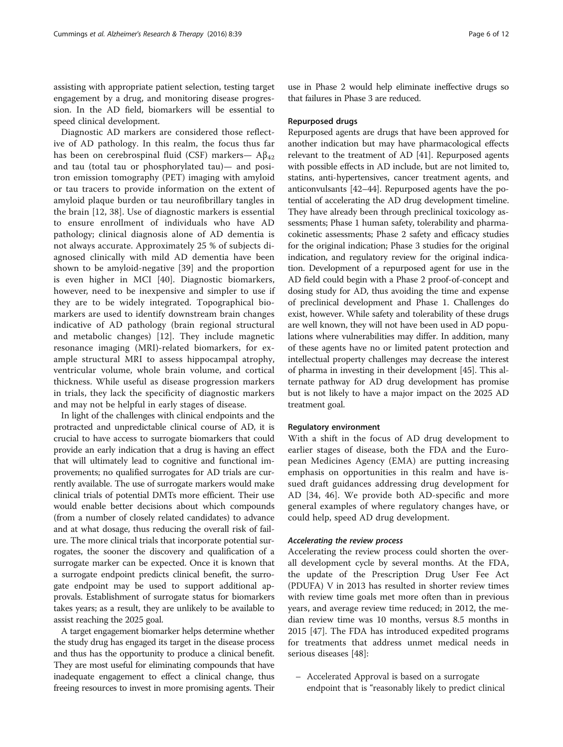assisting with appropriate patient selection, testing target engagement by a drug, and monitoring disease progression. In the AD field, biomarkers will be essential to speed clinical development.

Diagnostic AD markers are considered those reflective of AD pathology. In this realm, the focus thus far has been on cerebrospinal fluid (CSF) markers— $A\beta_{42}$ and tau (total tau or phosphorylated tau)— and positron emission tomography (PET) imaging with amyloid or tau tracers to provide information on the extent of amyloid plaque burden or tau neurofibrillary tangles in the brain [12, 38]. Use of diagnostic markers is essential to ensure enrollment of individuals who have AD pathology; clinical diagnosis alone of AD dementia is not always accurate. Approximately 25 % of subjects diagnosed clinically with mild AD dementia have been shown to be amyloid-negative [39] and the proportion is even higher in MCI [40]. Diagnostic biomarkers, however, need to be inexpensive and simpler to use if they are to be widely integrated. Topographical biomarkers are used to identify downstream brain changes indicative of AD pathology (brain regional structural and metabolic changes) [12]. They include magnetic resonance imaging (MRI)-related biomarkers, for example structural MRI to assess hippocampal atrophy, ventricular volume, whole brain volume, and cortical thickness. While useful as disease progression markers in trials, they lack the specificity of diagnostic markers and may not be helpful in early stages of disease.

In light of the challenges with clinical endpoints and the protracted and unpredictable clinical course of AD, it is crucial to have access to surrogate biomarkers that could provide an early indication that a drug is having an effect that will ultimately lead to cognitive and functional improvements; no qualified surrogates for AD trials are currently available. The use of surrogate markers would make clinical trials of potential DMTs more efficient. Their use would enable better decisions about which compounds (from a number of closely related candidates) to advance and at what dosage, thus reducing the overall risk of failure. The more clinical trials that incorporate potential surrogates, the sooner the discovery and qualification of a surrogate marker can be expected. Once it is known that a surrogate endpoint predicts clinical benefit, the surrogate endpoint may be used to support additional approvals. Establishment of surrogate status for biomarkers takes years; as a result, they are unlikely to be available to assist reaching the 2025 goal.

A target engagement biomarker helps determine whether the study drug has engaged its target in the disease process and thus has the opportunity to produce a clinical benefit. They are most useful for eliminating compounds that have inadequate engagement to effect a clinical change, thus freeing resources to invest in more promising agents. Their use in Phase 2 would help eliminate ineffective drugs so that failures in Phase 3 are reduced.

### Repurposed drugs

Repurposed agents are drugs that have been approved for another indication but may have pharmacological effects relevant to the treatment of AD [41]. Repurposed agents with possible effects in AD include, but are not limited to, statins, anti-hypertensives, cancer treatment agents, and anticonvulsants [42–44]. Repurposed agents have the potential of accelerating the AD drug development timeline. They have already been through preclinical toxicology assessments; Phase 1 human safety, tolerability and pharmacokinetic assessments; Phase 2 safety and efficacy studies for the original indication; Phase 3 studies for the original indication, and regulatory review for the original indication. Development of a repurposed agent for use in the AD field could begin with a Phase 2 proof-of-concept and dosing study for AD, thus avoiding the time and expense of preclinical development and Phase 1. Challenges do exist, however. While safety and tolerability of these drugs are well known, they will not have been used in AD populations where vulnerabilities may differ. In addition, many of these agents have no or limited patent protection and intellectual property challenges may decrease the interest of pharma in investing in their development [45]. This alternate pathway for AD drug development has promise but is not likely to have a major impact on the 2025 AD treatment goal.

### Regulatory environment

With a shift in the focus of AD drug development to earlier stages of disease, both the FDA and the European Medicines Agency (EMA) are putting increasing emphasis on opportunities in this realm and have issued draft guidances addressing drug development for AD [34, 46]. We provide both AD-specific and more general examples of where regulatory changes have, or could help, speed AD drug development.

#### *Accelerating the review process*

Accelerating the review process could shorten the overall development cycle by several months. At the FDA, the update of the Prescription Drug User Fee Act (PDUFA) V in 2013 has resulted in shorter review times with review time goals met more often than in previous years, and average review time reduced; in 2012, the median review time was 10 months, versus 8.5 months in 2015 [47]. The FDA has introduced expedited programs for treatments that address unmet medical needs in serious diseases [48]:

- Accelerated Approval is based on a surrogate endpoint that is "reasonably likely to predict clinical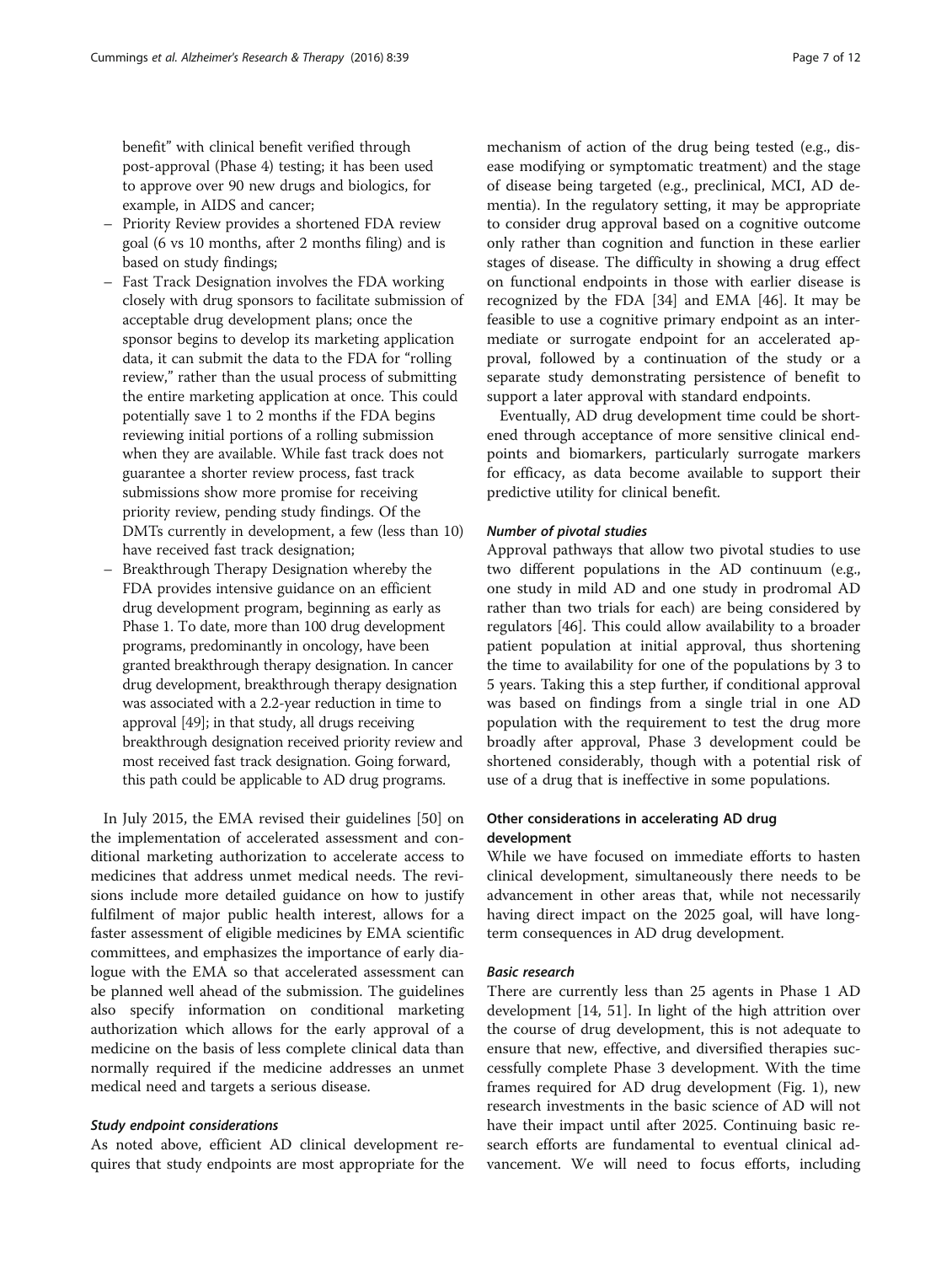benefit" with clinical benefit verified through post-approval (Phase 4) testing; it has been used to approve over 90 new drugs and biologics, for example, in AIDS and cancer;

- Priority Review provides a shortened FDA review goal (6 vs 10 months, after 2 months filing) and is based on study findings;
- Fast Track Designation involves the FDA working closely with drug sponsors to facilitate submission of acceptable drug development plans; once the sponsor begins to develop its marketing application data, it can submit the data to the FDA for "rolling review," rather than the usual process of submitting the entire marketing application at once. This could potentially save 1 to 2 months if the FDA begins reviewing initial portions of a rolling submission when they are available. While fast track does not guarantee a shorter review process, fast track submissions show more promise for receiving priority review, pending study findings. Of the DMTs currently in development, a few (less than 10) have received fast track designation;
- Breakthrough Therapy Designation whereby the FDA provides intensive guidance on an efficient drug development program, beginning as early as Phase 1. To date, more than 100 drug development programs, predominantly in oncology, have been granted breakthrough therapy designation. In cancer drug development, breakthrough therapy designation was associated with a 2.2-year reduction in time to approval [49]; in that study, all drugs receiving breakthrough designation received priority review and most received fast track designation. Going forward, this path could be applicable to AD drug programs.

In July 2015, the EMA revised their guidelines [50] on the implementation of accelerated assessment and conditional marketing authorization to accelerate access to medicines that address unmet medical needs. The revisions include more detailed guidance on how to justify fulfilment of major public health interest, allows for a faster assessment of eligible medicines by EMA scientific committees, and emphasizes the importance of early dialogue with the EMA so that accelerated assessment can be planned well ahead of the submission. The guidelines also specify information on conditional marketing authorization which allows for the early approval of a medicine on the basis of less complete clinical data than normally required if the medicine addresses an unmet medical need and targets a serious disease.

#### *Study endpoint considerations*

As noted above, efficient AD clinical development requires that study endpoints are most appropriate for the mechanism of action of the drug being tested (e.g., disease modifying or symptomatic treatment) and the stage of disease being targeted (e.g., preclinical, MCI, AD dementia). In the regulatory setting, it may be appropriate to consider drug approval based on a cognitive outcome only rather than cognition and function in these earlier stages of disease. The difficulty in showing a drug effect on functional endpoints in those with earlier disease is recognized by the FDA [34] and EMA [46]. It may be feasible to use a cognitive primary endpoint as an intermediate or surrogate endpoint for an accelerated approval, followed by a continuation of the study or a separate study demonstrating persistence of benefit to support a later approval with standard endpoints.

Eventually, AD drug development time could be shortened through acceptance of more sensitive clinical endpoints and biomarkers, particularly surrogate markers for efficacy, as data become available to support their predictive utility for clinical benefit.

#### *Number of pivotal studies*

Approval pathways that allow two pivotal studies to use two different populations in the AD continuum (e.g., one study in mild AD and one study in prodromal AD rather than two trials for each) are being considered by regulators [46]. This could allow availability to a broader patient population at initial approval, thus shortening the time to availability for one of the populations by 3 to 5 years. Taking this a step further, if conditional approval was based on findings from a single trial in one AD population with the requirement to test the drug more broadly after approval, Phase 3 development could be shortened considerably, though with a potential risk of use of a drug that is ineffective in some populations.

### Other considerations in accelerating AD drug development

While we have focused on immediate efforts to hasten clinical development, simultaneously there needs to be advancement in other areas that, while not necessarily having direct impact on the 2025 goal, will have long-term consequences in AD drug development.

#### *Basic research*

There are currently less than 25 agents in Phase 1 AD development [14, 51]. In light of the high attrition over the course of drug development, this is not adequate to ensure that new, effective, and diversified therapies successfully complete Phase 3 development. With the time frames required for AD drug development (Fig. 1), new research investments in the basic science of AD will not have their impact until after 2025. Continuing basic research efforts are fundamental to eventual clinical advancement. We will need to focus efforts, including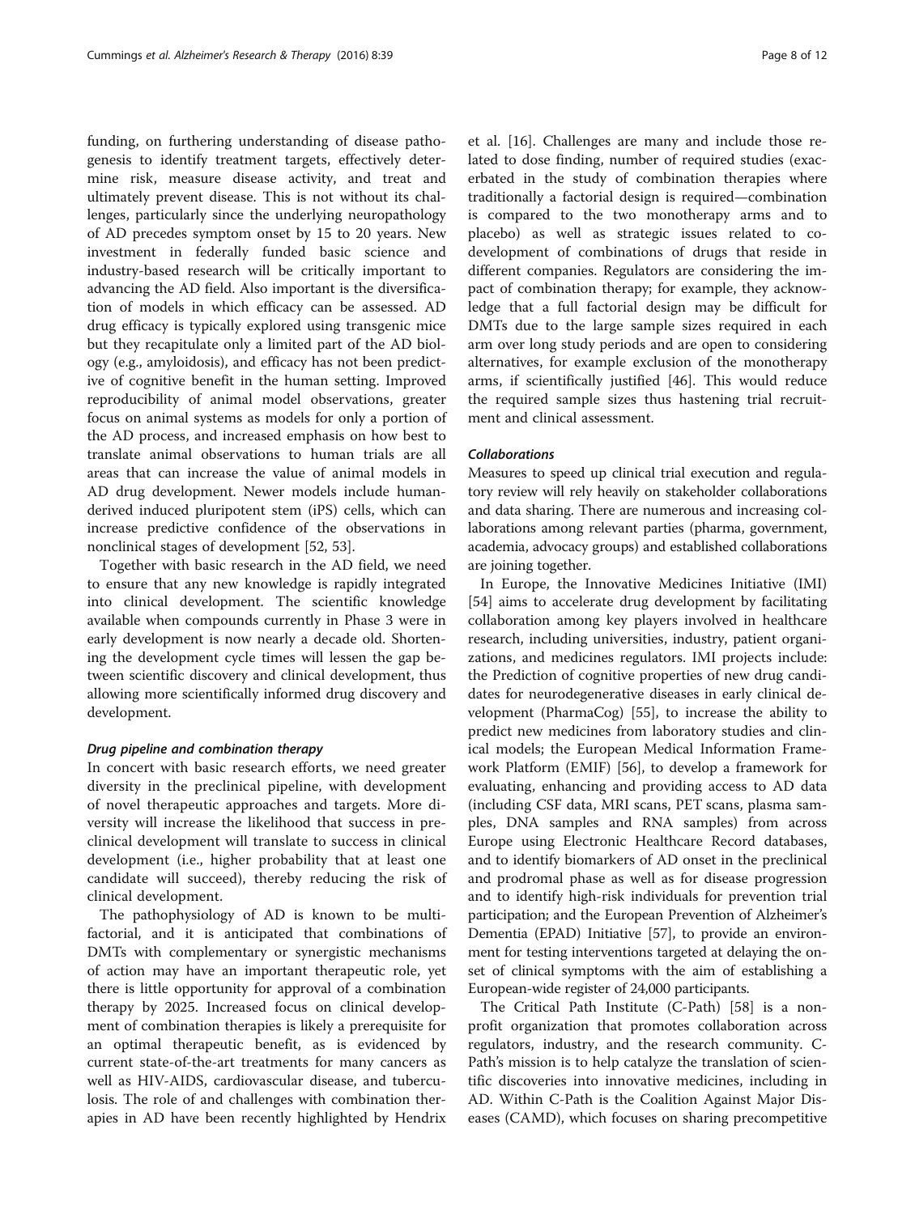funding, on furthering understanding of disease pathogenesis to identify treatment targets, effectively determine risk, measure disease activity, and treat and ultimately prevent disease. This is not without its challenges, particularly since the underlying neuropathology of AD precedes symptom onset by 15 to 20 years. New investment in federally funded basic science and industry-based research will be critically important to advancing the AD field. Also important is the diversification of models in which efficacy can be assessed. AD drug efficacy is typically explored using transgenic mice but they recapitulate only a limited part of the AD biology (e.g., amyloidosis), and efficacy has not been predictive of cognitive benefit in the human setting. Improved reproducibility of animal model observations, greater focus on animal systems as models for only a portion of the AD process, and increased emphasis on how best to translate animal observations to human trials are all areas that can increase the value of animal models in AD drug development. Newer models include human-derived induced pluripotent stem (iPS) cells, which can increase predictive confidence of the observations in nonclinical stages of development [52, 53].

Together with basic research in the AD field, we need to ensure that any new knowledge is rapidly integrated into clinical development. The scientific knowledge available when compounds currently in Phase 3 were in early development is now nearly a decade old. Shortening the development cycle times will lessen the gap between scientific discovery and clinical development, thus allowing more scientifically informed drug discovery and development.

#### *Drug pipeline and combination therapy*

In concert with basic research efforts, we need greater diversity in the preclinical pipeline, with development of novel therapeutic approaches and targets. More diversity will increase the likelihood that success in preclinical development will translate to success in clinical development (i.e., higher probability that at least one candidate will succeed), thereby reducing the risk of clinical development.

The pathophysiology of AD is known to be multifactorial, and it is anticipated that combinations of DMTs with complementary or synergistic mechanisms of action may have an important therapeutic role, yet there is little opportunity for approval of a combination therapy by 2025. Increased focus on clinical development of combination therapies is likely a prerequisite for an optimal therapeutic benefit, as is evidenced by current state-of-the-art treatments for many cancers as well as HIV-AIDS, cardiovascular disease, and tuberculosis. The role of and challenges with combination therapies in AD have been recently highlighted by Hendrix et al. [16]. Challenges are many and include those related to dose finding, number of required studies (exacerbated in the study of combination therapies where traditionally a factorial design is required—combination is compared to the two monotherapy arms and to placebo) as well as strategic issues related to co-development of combinations of drugs that reside in different companies. Regulators are considering the impact of combination therapy; for example, they acknowledge that a full factorial design may be difficult for DMTs due to the large sample sizes required in each arm over long study periods and are open to considering alternatives, for example exclusion of the monotherapy arms, if scientifically justified [46]. This would reduce the required sample sizes thus hastening trial recruitment and clinical assessment.

#### *Collaborations*

Measures to speed up clinical trial execution and regulatory review will rely heavily on stakeholder collaborations and data sharing. There are numerous and increasing collaborations among relevant parties (pharma, government, academia, advocacy groups) and established collaborations are joining together.

In Europe, the Innovative Medicines Initiative (IMI) [54] aims to accelerate drug development by facilitating collaboration among key players involved in healthcare research, including universities, industry, patient organizations, and medicines regulators. IMI projects include: the Prediction of cognitive properties of new drug candidates for neurodegenerative diseases in early clinical development (PharmaCog) [55], to increase the ability to predict new medicines from laboratory studies and clinical models; the European Medical Information Framework Platform (EMIF) [56], to develop a framework for evaluating, enhancing and providing access to AD data (including CSF data, MRI scans, PET scans, plasma samples, DNA samples and RNA samples) from across Europe using Electronic Healthcare Record databases, and to identify biomarkers of AD onset in the preclinical and prodromal phase as well as for disease progression and to identify high-risk individuals for prevention trial participation; and the European Prevention of Alzheimer's Dementia (EPAD) Initiative [57], to provide an environment for testing interventions targeted at delaying the onset of clinical symptoms with the aim of establishing a European-wide register of 24,000 participants.

The Critical Path Institute (C-Path) [58] is a nonprofit organization that promotes collaboration across regulators, industry, and the research community. C-Path's mission is to help catalyze the translation of scientific discoveries into innovative medicines, including in AD. Within C-Path is the Coalition Against Major Diseases (CAMD), which focuses on sharing precompetitive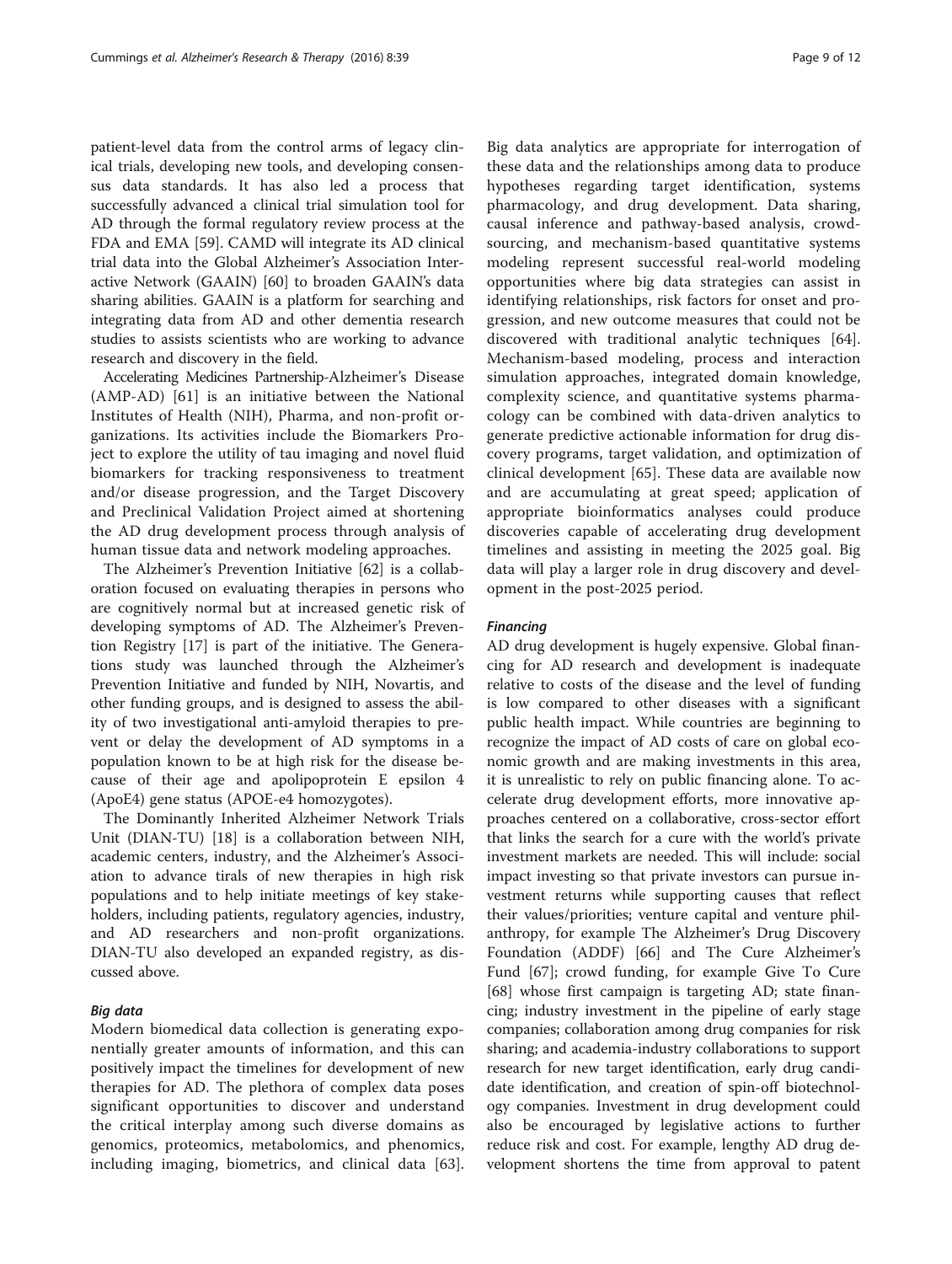patient-level data from the control arms of legacy clinical trials, developing new tools, and developing consensus data standards. It has also led a process that successfully advanced a clinical trial simulation tool for AD through the formal regulatory review process at the FDA and EMA [59]. CAMD will integrate its AD clinical trial data into the Global Alzheimer's Association Interactive Network (GAAIN) [60] to broaden GAAIN's data sharing abilities. GAAIN is a platform for searching and integrating data from AD and other dementia research studies to assists scientists who are working to advance research and discovery in the field.

Accelerating Medicines Partnership-Alzheimer's Disease (AMP-AD) [61] is an initiative between the National Institutes of Health (NIH), Pharma, and non-profit organizations. Its activities include the Biomarkers Project to explore the utility of tau imaging and novel fluid biomarkers for tracking responsiveness to treatment and/or disease progression, and the Target Discovery and Preclinical Validation Project aimed at shortening the AD drug development process through analysis of human tissue data and network modeling approaches.

The Alzheimer's Prevention Initiative [62] is a collaboration focused on evaluating therapies in persons who are cognitively normal but at increased genetic risk of developing symptoms of AD. The Alzheimer's Prevention Registry [17] is part of the initiative. The Generations study was launched through the Alzheimer's Prevention Initiative and funded by NIH, Novartis, and other funding groups, and is designed to assess the ability of two investigational anti-amyloid therapies to prevent or delay the development of AD symptoms in a population known to be at high risk for the disease because of their age and apolipoprotein E epsilon 4 (ApoE4) gene status (APOE-e4 homozygotes).

The Dominantly Inherited Alzheimer Network Trials Unit (DIAN-TU) [18] is a collaboration between NIH, academic centers, industry, and the Alzheimer's Association to advance tirals of new therapies in high risk populations and to help initiate meetings of key stakeholders, including patients, regulatory agencies, industry, and AD researchers and non-profit organizations. DIAN-TU also developed an expanded registry, as discussed above.

### *Big data*

Modern biomedical data collection is generating exponentially greater amounts of information, and this can positively impact the timelines for development of new therapies for AD. The plethora of complex data poses significant opportunities to discover and understand the critical interplay among such diverse domains as genomics, proteomics, metabolomics, and phenomics, including imaging, biometrics, and clinical data [63]. Big data analytics are appropriate for interrogation of these data and the relationships among data to produce hypotheses regarding target identification, systems pharmacology, and drug development. Data sharing, causal inference and pathway-based analysis, crowdsourcing, and mechanism-based quantitative systems modeling represent successful real-world modeling opportunities where big data strategies can assist in identifying relationships, risk factors for onset and progression, and new outcome measures that could not be discovered with traditional analytic techniques [64]. Mechanism-based modeling, process and interaction simulation approaches, integrated domain knowledge, complexity science, and quantitative systems pharmacology can be combined with data-driven analytics to generate predictive actionable information for drug discovery programs, target validation, and optimization of clinical development [65]. These data are available now and are accumulating at great speed; application of appropriate bioinformatics analyses could produce discoveries capable of accelerating drug development timelines and assisting in meeting the 2025 goal. Big data will play a larger role in drug discovery and development in the post-2025 period.

### *Financing*

AD drug development is hugely expensive. Global financing for AD research and development is inadequate relative to costs of the disease and the level of funding is low compared to other diseases with a significant public health impact. While countries are beginning to recognize the impact of AD costs of care on global economic growth and are making investments in this area, it is unrealistic to rely on public financing alone. To accelerate drug development efforts, more innovative approaches centered on a collaborative, cross-sector effort that links the search for a cure with the world's private investment markets are needed. This will include: social impact investing so that private investors can pursue investment returns while supporting causes that reflect their values/priorities; venture capital and venture philanthropy, for example The Alzheimer's Drug Discovery Foundation (ADDF) [66] and The Cure Alzheimer's Fund [67]; crowd funding, for example Give To Cure [68] whose first campaign is targeting AD; state financing; industry investment in the pipeline of early stage companies; collaboration among drug companies for risk sharing; and academia-industry collaborations to support research for new target identification, early drug candidate identification, and creation of spin-off biotechnology companies. Investment in drug development could also be encouraged by legislative actions to further reduce risk and cost. For example, lengthy AD drug development shortens the time from approval to patent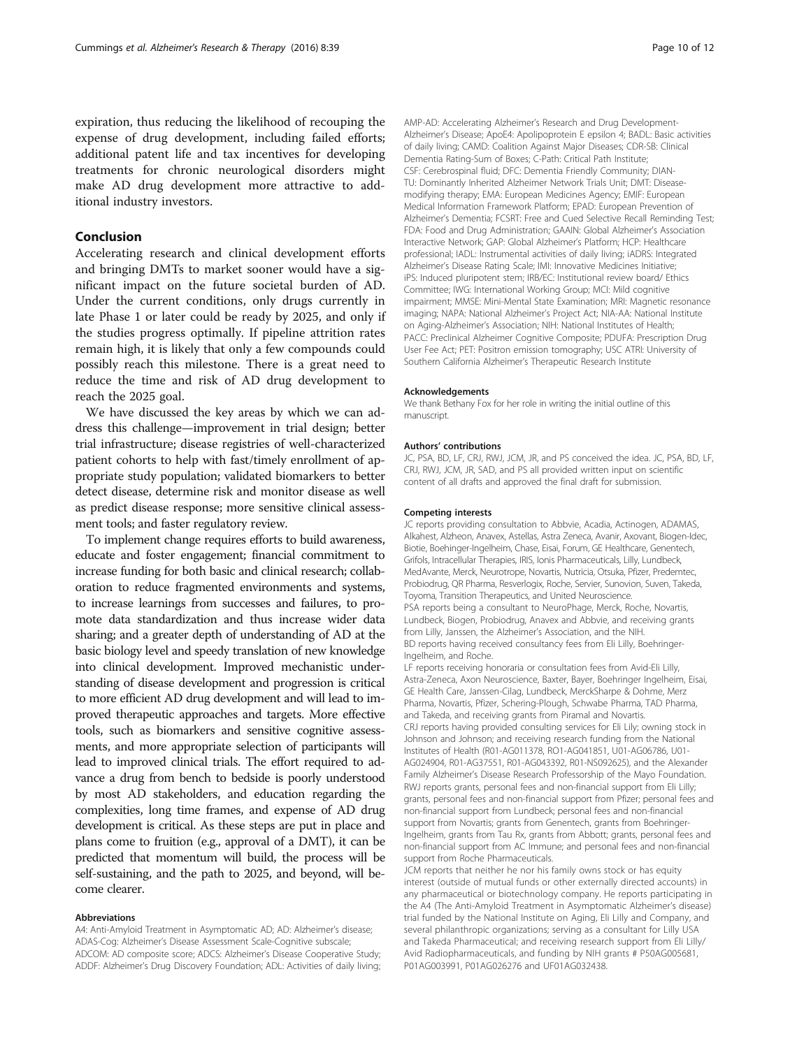expiration, thus reducing the likelihood of recouping the expense of drug development, including failed efforts; additional patent life and tax incentives for developing treatments for chronic neurological disorders might make AD drug development more attractive to additional industry investors.

## Conclusion

Accelerating research and clinical development efforts and bringing DMTs to market sooner would have a significant impact on the future societal burden of AD. Under the current conditions, only drugs currently in late Phase 1 or later could be ready by 2025, and only if the studies progress optimally. If pipeline attrition rates remain high, it is likely that only a few compounds could possibly reach this milestone. There is a great need to reduce the time and risk of AD drug development to reach the 2025 goal.

We have discussed the key areas by which we can address this challenge—improvement in trial design; better trial infrastructure; disease registries of well-characterized patient cohorts to help with fast/timely enrollment of appropriate study population; validated biomarkers to better detect disease, determine risk and monitor disease as well as predict disease response; more sensitive clinical assessment tools; and faster regulatory review.

To implement change requires efforts to build awareness, educate and foster engagement; financial commitment to increase funding for both basic and clinical research; collaboration to reduce fragmented environments and systems, to increase learnings from successes and failures, to promote data standardization and thus increase wider data sharing; and a greater depth of understanding of AD at the basic biology level and speedy translation of new knowledge into clinical development. Improved mechanistic understanding of disease development and progression is critical to more efficient AD drug development and will lead to improved therapeutic approaches and targets. More effective tools, such as biomarkers and sensitive cognitive assessments, and more appropriate selection of participants will lead to improved clinical trials. The effort required to advance a drug from bench to bedside is poorly understood by most AD stakeholders, and education regarding the complexities, long time frames, and expense of AD drug development is critical. As these steps are put in place and plans come to fruition (e.g., approval of a DMT), it can be predicted that momentum will build, the process will be self-sustaining, and the path to 2025, and beyond, will become clearer.

#### Abbreviations

A4: Anti-Amyloid Treatment in Asymptomatic AD; AD: Alzheimer's disease; ADAS-Cog: Alzheimer's Disease Assessment Scale-Cognitive subscale; ADCOM: AD composite score; ADCS: Alzheimer's Disease Cooperative Study; ADDF: Alzheimer's Drug Discovery Foundation; ADL: Activities of daily living; AMP-AD: Accelerating Alzheimer's Research and Drug Development-Alzheimer's Disease; ApoE4: Apolipoprotein E epsilon 4; BADL: Basic activities of daily living; CAMD: Coalition Against Major Diseases; CDR-SB: Clinical Dementia Rating-Sum of Boxes; C-Path: Critical Path Institute; CSF: Cerebrospinal fluid; DFC: Dementia Friendly Community; DIAN-TU: Dominantly Inherited Alzheimer Network Trials Unit; DMT: Disease-modifying therapy; EMA: European Medicines Agency; EMIF: European Medical Information Framework Platform; EPAD: European Prevention of Alzheimer's Dementia; FCSRT: Free and Cued Selective Recall Reminding Test; FDA: Food and Drug Administration; GAAIN: Global Alzheimer's Association Interactive Network; GAP: Global Alzheimer's Platform; HCP: Healthcare professional; IADL: Instrumental activities of daily living; iADRS: Integrated Alzheimer's Disease Rating Scale; IMI: Innovative Medicines Initiative; iPS: Induced pluripotent stem; IRB/EC: Institutional review board/ Ethics Committee; IWG: International Working Group; MCI: Mild cognitive impairment; MMSE: Mini-Mental State Examination; MRI: Magnetic resonance imaging; NAPA: National Alzheimer's Project Act; NIA-AA: National Institute on Aging-Alzheimer's Association; NIH: National Institutes of Health; PACC: Preclinical Alzheimer Cognitive Composite; PDUFA: Prescription Drug User Fee Act; PET: Positron emission tomography; USC ATRI: University of Southern California Alzheimer's Therapeutic Research Institute

#### Acknowledgements

We thank Bethany Fox for her role in writing the initial outline of this manuscript.

#### Authors' contributions

JC, PSA, BD, LF, CRJ, RWJ, JCM, JR, and PS conceived the idea. JC, PSA, BD, LF, CRJ, RWJ, JCM, JR, SAD, and PS all provided written input on scientific content of all drafts and approved the final draft for submission.

#### Competing interests

JC reports providing consultation to Abbvie, Acadia, Actinogen, ADAMAS, Alkahest, Alzheon, Anavex, Astellas, Astra Zeneca, Avanir, Axovant, Biogen-Idec, Biotie, Boehinger-Ingelheim, Chase, Eisai, Forum, GE Healthcare, Genentech, Grifols, Intracellular Therapies, IRIS, Ionis Pharmaceuticals, Lilly, Lundbeck, MedAvante, Merck, Neurotrope, Novartis, Nutricia, Otsuka, Pfizer, Predemtec, Probiodrug, QR Pharma, Resverlogix, Roche, Servier, Sunovion, Suven, Takeda, Toyoma, Transition Therapeutics, and United Neuroscience.

PSA reports being a consultant to NeuroPhage, Merck, Roche, Novartis, Lundbeck, Biogen, Probiodrug, Anavex and Abbvie, and receiving grants from Lilly, Janssen, the Alzheimer's Association, and the NIH.

BD reports having received consultancy fees from Eli Lilly, Boehringer-Ingelheim, and Roche.

LF reports receiving honoraria or consultation fees from Avid-Eli Lilly, Astra-Zeneca, Axon Neuroscience, Baxter, Bayer, Boehringer Ingelheim, Eisai, GE Health Care, Janssen-Cilag, Lundbeck, MerckSharpe & Dohme, Merz Pharma, Novartis, Pfizer, Schering-Plough, Schwabe Pharma, TAD Pharma, and Takeda, and receiving grants from Piramal and Novartis.

CRJ reports having provided consulting services for Eli Lily; owning stock in Johnson and Johnson; and receiving research funding from the National Institutes of Health (R01-AG011378, RO1-AG041851, U01-AG06786, U01-AG024904, R01-AG37551, R01-AG043392, R01-NS092625), and the Alexander Family Alzheimer's Disease Research Professorship of the Mayo Foundation.

RWJ reports grants, personal fees and non-financial support from Eli Lilly; grants, personal fees and non-financial support from Pfizer; personal fees and non-financial support from Lundbeck; personal fees and non-financial support from Novartis; grants from Genentech, grants from Boehringer-Ingelheim, grants from Tau Rx, grants from Abbott; grants, personal fees and non-financial support from AC Immune; and personal fees and non-financial support from Roche Pharmaceuticals.

JCM reports that neither he nor his family owns stock or has equity interest (outside of mutual funds or other externally directed accounts) in any pharmaceutical or biotechnology company. He reports participating in the A4 (The Anti-Amyloid Treatment in Asymptomatic Alzheimer's disease) trial funded by the National Institute on Aging, Eli Lilly and Company, and several philanthropic organizations; serving as a consultant for Lilly USA and Takeda Pharmaceutical; and receiving research support from Eli Lilly/ Avid Radiopharmaceuticals, and funding by NIH grants # P50AG005681, P01AG003991, P01AG026276 and UF01AG032438.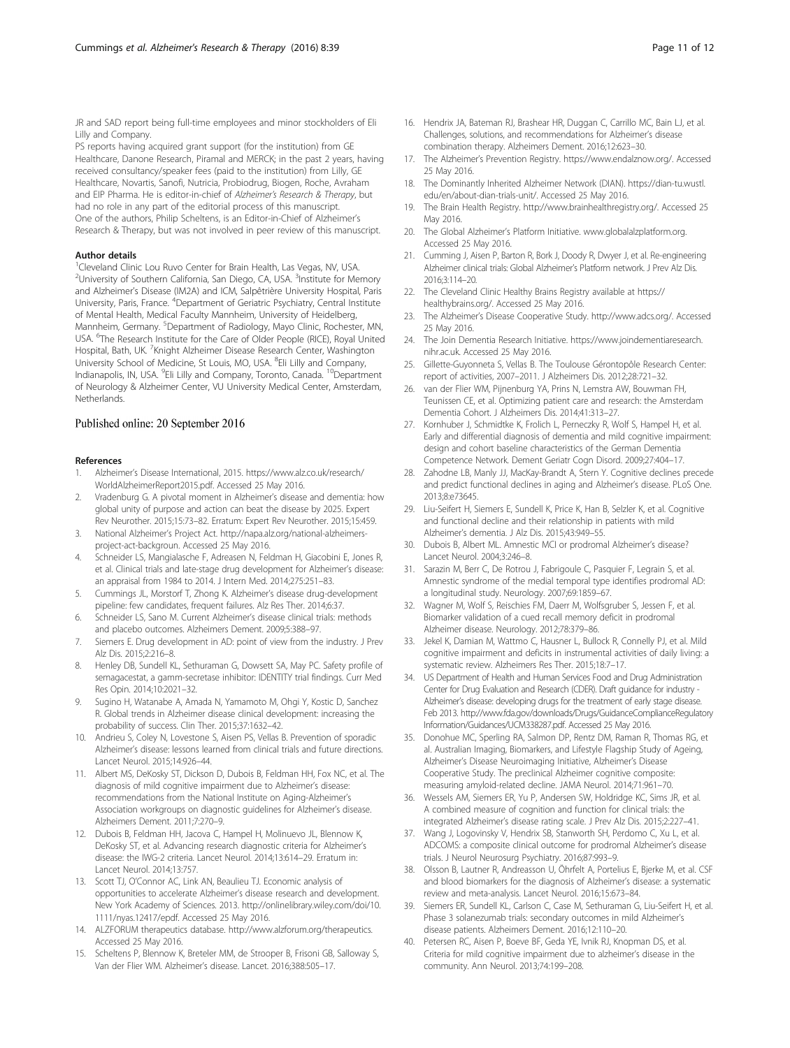JR and SAD report being full-time employees and minor stockholders of Eli Lilly and Company.

PS reports having acquired grant support (for the institution) from GE Healthcare, Danone Research, Piramal and MERCK; in the past 2 years, having received consultancy/speaker fees (paid to the institution) from Lilly, GE Healthcare, Novartis, Sanofi, Nutricia, Probiodrug, Biogen, Roche, Avraham and EIP Pharma. He is editor-in-chief of *Alzheimer's Research & Therapy*, but had no role in any part of the editorial process of this manuscript.

One of the authors, Philip Scheltens, is an Editor-in-Chief of Alzheimer's Research & Therapy, but was not involved in peer review of this manuscript.

#### Author details

[1]Cleveland Clinic Lou Ruvo Center for Brain Health, Las Vegas, NV, USA. [2]University of Southern California, San Diego, CA, USA. [3]Institute for Memory and Alzheimer's Disease (IM2A) and ICM, Salpêtrière University Hospital, Paris University, Paris, France. [4]Department of Geriatric Psychiatry, Central Institute of Mental Health, Medical Faculty Mannheim, University of Heidelberg, Mannheim, Germany. [5]Department of Radiology, Mayo Clinic, Rochester, MN, USA. [6]The Research Institute for the Care of Older People (RICE), Royal United Hospital, Bath, UK. [7]Knight Alzheimer Disease Research Center, Washington University School of Medicine, St Louis, MO, USA. [8]Eli Lilly and Company, Indianapolis, IN, USA. [9]Eli Lilly and Company, Toronto, Canada. [10]Department of Neurology & Alzheimer Center, VU University Medical Center, Amsterdam, Netherlands.

Published online: 20 September 2016

#### References

1. Alzheimer's Disease International, 2015. https://www.alz.co.uk/research/WorldAlzheimerReport2015.pdf. Accessed 25 May 2016.
2. Vradenburg G. A pivotal moment in Alzheimer's disease and dementia: how global unity of purpose and action can beat the disease by 2025. Expert Rev Neurother. 2015;15:73–82. Erratum: Expert Rev Neurother. 2015;15:459.
3. National Alzheimer's Project Act. http://napa.alz.org/national-alzheimers-project-act-backgroun. Accessed 25 May 2016.
4. Schneider LS, Mangialasche F, Adreasen N, Feldman H, Giacobini E, Jones R, et al. Clinical trials and late-stage drug development for Alzheimer's disease: an appraisal from 1984 to 2014. J Intern Med. 2014;275:251–83.
5. Cummings JL, Morstorf T, Zhong K. Alzheimer's disease drug-development pipeline: few candidates, frequent failures. Alz Res Ther. 2014;6:37.
6. Schneider LS, Sano M. Current Alzheimer's disease clinical trials: methods and placebo outcomes. Alzheimers Dement. 2009;5:388–97.
7. Siemers E. Drug development in AD: point of view from the industry. J Prev Alz Dis. 2015;2:216–8.
8. Henley DB, Sundell KL, Sethuraman G, Dowsett SA, May PC. Safety profile of semagacestat, a gamm-secretase inhibitor: IDENTITY trial findings. Curr Med Res Opin. 2014;10:2021–32.
9. Sugino H, Watanabe A, Amada N, Yamamoto M, Ohgi Y, Kostic D, Sanchez R. Global trends in Alzheimer disease clinical development: increasing the probability of success. Clin Ther. 2015;37:1632–42.
10. Andrieu S, Coley N, Lovestone S, Aisen PS, Vellas B. Prevention of sporadic Alzheimer's disease: lessons learned from clinical trials and future directions. Lancet Neurol. 2015;14:926–44.
11. Albert MS, DeKosky ST, Dickson D, Dubois B, Feldman HH, Fox NC, et al. The diagnosis of mild cognitive impairment due to Alzheimer's disease: recommendations from the National Institute on Aging-Alzheimer's Association workgroups on diagnostic guidelines for Alzheimer's disease. Alzheimers Dement. 2011;7:270–9.
12. Dubois B, Feldman HH, Jacova C, Hampel H, Molinuevo JL, Blennow K, DeKosky ST, et al. Advancing research diagnostic criteria for Alzheimer's disease: the IWG-2 criteria. Lancet Neurol. 2014;13:614–29. Erratum in: Lancet Neurol. 2014;13:757.
13. Scott TJ, O'Connor AC, Link AN, Beaulieu TJ. Economic analysis of opportunities to accelerate Alzheimer's disease research and development. New York Academy of Sciences. 2013. http://onlinelibrary.wiley.com/doi/10.1111/nyas.12417/epdf. Accessed 25 May 2016.
14. ALZFORUM therapeutics database. http://www.alzforum.org/therapeutics. Accessed 25 May 2016.
15. Scheltens P, Blennow K, Breteler MM, de Strooper B, Frisoni GB, Salloway S, Van der Flier WM. Alzheimer's disease. Lancet. 2016;388:505–17.
16. Hendrix JA, Bateman RJ, Brashear HR, Duggan C, Carrillo MC, Bain LJ, et al. Challenges, solutions, and recommendations for Alzheimer's disease combination therapy. Alzheimers Dement. 2016;12:623–30.
17. The Alzheimer's Prevention Registry. https://www.endalznow.org/. Accessed 25 May 2016.
18. The Dominantly Inherited Alzheimer Network (DIAN). https://dian-tu.wustl.edu/en/about-dian-trials-unit/. Accessed 25 May 2016.
19. The Brain Health Registry. http://www.brainhealthregistry.org/. Accessed 25 May 2016.
20. The Global Alzheimer's Platform Initiative. www.globalalzplatform.org. Accessed 25 May 2016.
21. Cumming J, Aisen P, Barton R, Bork J, Doody R, Dwyer J, et al. Re-engineering Alzheimer clinical trials: Global Alzheimer's Platform network. J Prev Alz Dis. 2016;3:114–20.
22. The Cleveland Clinic Healthy Brains Registry available at https://healthybrains.org/. Accessed 25 May 2016.
23. The Alzheimer's Disease Cooperative Study. http://www.adcs.org/. Accessed 25 May 2016.
24. The Join Dementia Research Initiative. https://www.joindementiaresearch.nihr.ac.uk. Accessed 25 May 2016.
25. Gillette-Guyonneta S, Vellas B. The Toulouse Gérontopôle Research Center: report of activities, 2007–2011. J Alzheimers Dis. 2012;28:721–32.
26. van der Flier WM, Pijnenburg YA, Prins N, Lemstra AW, Bouwman FH, Teunissen CE, et al. Optimizing patient care and research: the Amsterdam Dementia Cohort. J Alzheimers Dis. 2014;41:313–27.
27. Kornhuber J, Schmidtke K, Frolich L, Perneczky R, Wolf S, Hampel H, et al. Early and differential diagnosis of dementia and mild cognitive impairment: design and cohort baseline characteristics of the German Dementia Competence Network. Dement Geriatr Cogn Disord. 2009;27:404–17.
28. Zahodne LB, Manly JJ, MacKay-Brandt A, Stern Y. Cognitive declines precede and predict functional declines in aging and Alzheimer's disease. PLoS One. 2013;8:e73645.
29. Liu-Seifert H, Siemers E, Sundell K, Price K, Han B, Selzler K, et al. Cognitive and functional decline and their relationship in patients with mild Alzheimer's dementia. J Alz Dis. 2015;43:949–55.
30. Dubois B, Albert ML. Amnestic MCI or prodromal Alzheimer's disease? Lancet Neurol. 2004;3:246–8.
31. Sarazin M, Berr C, De Rotrou J, Fabrigoule C, Pasquier F, Legrain S, et al. Amnestic syndrome of the medial temporal type identifies prodromal AD: a longitudinal study. Neurology. 2007;69:1859–67.
32. Wagner M, Wolf S, Reischies FM, Daerr M, Wolfsgruber S, Jessen F, et al. Biomarker validation of a cued recall memory deficit in prodromal Alzheimer disease. Neurology. 2012;78:379–86.
33. Jekel K, Damian M, Wattmo C, Hausner L, Bullock R, Connelly PJ, et al. Mild cognitive impairment and deficits in instrumental activities of daily living: a systematic review. Alzheimers Res Ther. 2015;18:7–17.
34. US Department of Health and Human Services Food and Drug Administration Center for Drug Evaluation and Research (CDER). Draft guidance for industry - Alzheimer's disease: developing drugs for the treatment of early stage disease. Feb 2013. http://www.fda.gov/downloads/Drugs/GuidanceComplianceRegulatoryInformation/Guidances/UCM338287.pdf. Accessed 25 May 2016.
35. Donohue MC, Sperling RA, Salmon DP, Rentz DM, Raman R, Thomas RG, et al. Australian Imaging, Biomarkers, and Lifestyle Flagship Study of Ageing, Alzheimer's Disease Neuroimaging Initiative, Alzheimer's Disease Cooperative Study. The preclinical Alzheimer cognitive composite: measuring amyloid-related decline. JAMA Neurol. 2014;71:961–70.
36. Wessels AM, Siemers ER, Yu P, Andersen SW, Holdridge KC, Sims JR, et al. A combined measure of cognition and function for clinical trials: the integrated Alzheimer's disease rating scale. J Prev Alz Dis. 2015;2:227–41.
37. Wang J, Logovinsky V, Hendrix SB, Stanworth SH, Perdomo C, Xu L, et al. ADCOMS: a composite clinical outcome for prodromal Alzheimer's disease trials. J Neurol Neurosurg Psychiatry. 2016;87:993–9.
38. Olsson B, Lautner R, Andreasson U, Öhrfelt A, Portelius E, Bjerke M, et al. CSF and blood biomarkers for the diagnosis of Alzheimer's disease: a systematic review and meta-analysis. Lancet Neurol. 2016;15:673–84.
39. Siemers ER, Sundell KL, Carlson C, Case M, Sethuraman G, Liu-Seifert H, et al. Phase 3 solanezumab trials: secondary outcomes in mild Alzheimer's disease patients. Alzheimers Dement. 2016;12:110–20.
40. Petersen RC, Aisen P, Boeve BF, Geda YE, Ivnik RJ, Knopman DS, et al. Criteria for mild cognitive impairment due to alzheimer's disease in the community. Ann Neurol. 2013;74:199–208.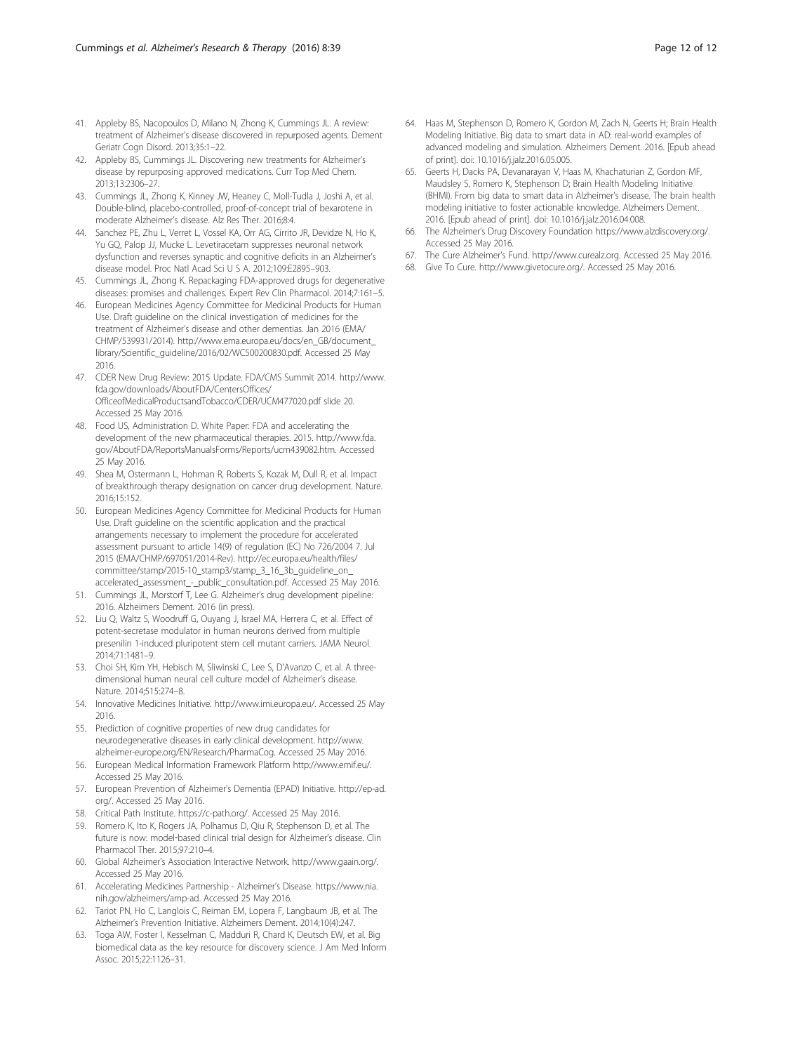41. Appleby BS, Nacopoulos D, Milano N, Zhong K, Cummings JL. A review: treatment of Alzheimer's disease discovered in repurposed agents. Dement Geriatr Cogn Disord. 2013;35:1–22.
42. Appleby BS, Cummings JL. Discovering new treatments for Alzheimer's disease by repurposing approved medications. Curr Top Med Chem. 2013;13:2306–27.
43. Cummings JL, Zhong K, Kinney JW, Heaney C, Moll-Tudla J, Joshi A, et al. Double-blind, placebo-controlled, proof-of-concept trial of bexarotene in moderate Alzheimer's disease. Alz Res Ther. 2016;8:4.
44. Sanchez PE, Zhu L, Verret L, Vossel KA, Orr AG, Cirrito JR, Devidze N, Ho K, Yu GQ, Palop JJ, Mucke L. Levetiracetam suppresses neuronal network dysfunction and reverses synaptic and cognitive deficits in an Alzheimer's disease model. Proc Natl Acad Sci U S A. 2012;109:E2895–903.
45. Cummings JL, Zhong K. Repackaging FDA-approved drugs for degenerative diseases: promises and challenges. Expert Rev Clin Pharmacol. 2014;7:161–5.
46. European Medicines Agency Committee for Medicinal Products for Human Use. Draft guideline on the clinical investigation of medicines for the treatment of Alzheimer's disease and other dementias. Jan 2016 (EMA/CHMP/539931/2014). http://www.ema.europa.eu/docs/en_GB/document_library/Scientific_guideline/2016/02/WC500200830.pdf. Accessed 25 May 2016.
47. CDER New Drug Review: 2015 Update. FDA/CMS Summit 2014. http://www.fda.gov/downloads/AboutFDA/CentersOffices/OfficeofMedicalProductsandTobacco/CDER/UCM477020.pdf slide 20. Accessed 25 May 2016.
48. Food US, Administration D. White Paper: FDA and accelerating the development of the new pharmaceutical therapies. 2015. http://www.fda.gov/AboutFDA/ReportsManualsForms/Reports/ucm439082.htm. Accessed 25 May 2016.
49. Shea M, Ostermann L, Hohman R, Roberts S, Kozak M, Dull R, et al. Impact of breakthrough therapy designation on cancer drug development. Nature. 2016;15:152.
50. European Medicines Agency Committee for Medicinal Products for Human Use. Draft guideline on the scientific application and the practical arrangements necessary to implement the procedure for accelerated assessment pursuant to article 14(9) of regulation (EC) No 726/2004 7. Jul 2015 (EMA/CHMP/697051/2014-Rev). http://ec.europa.eu/health/files/committee/stamp/2015-10_stamp3/stamp_3_16_3b_guideline_on_accelerated_assessment_-_public_consultation.pdf. Accessed 25 May 2016.
51. Cummings JL, Morstorf T, Lee G. Alzheimer's drug development pipeline: 2016. Alzheimers Dement. 2016 (in press).
52. Liu Q, Waltz S, Woodruff G, Ouyang J, Israel MA, Herrera C, et al. Effect of potent-secretase modulator in human neurons derived from multiple presenilin 1-induced pluripotent stem cell mutant carriers. JAMA Neurol. 2014;71:1481–9.
53. Choi SH, Kim YH, Hebisch M, Sliwinski C, Lee S, D'Avanzo C, et al. A three-dimensional human neural cell culture model of Alzheimer's disease. Nature. 2014;515:274–8.
54. Innovative Medicines Initiative. http://www.imi.europa.eu/. Accessed 25 May 2016.
55. Prediction of cognitive properties of new drug candidates for neurodegenerative diseases in early clinical development. http://www.alzheimer-europe.org/EN/Research/PharmaCog. Accessed 25 May 2016.
56. European Medical Information Framework Platform http://www.emif.eu/. Accessed 25 May 2016.
57. European Prevention of Alzheimer's Dementia (EPAD) Initiative. http://ep-ad.org/. Accessed 25 May 2016.
58. Critical Path Institute. https://c-path.org/. Accessed 25 May 2016.
59. Romero K, Ito K, Rogers JA, Polhamus D, Qiu R, Stephenson D, et al. The future is now: model-based clinical trial design for Alzheimer's disease. Clin Pharmacol Ther. 2015;97:210–4.
60. Global Alzheimer's Association Interactive Network. http://www.gaain.org/. Accessed 25 May 2016.
61. Accelerating Medicines Partnership - Alzheimer's Disease. https://www.nia.nih.gov/alzheimers/amp-ad. Accessed 25 May 2016.
62. Tariot PN, Ho C, Langlois C, Reiman EM, Lopera F, Langbaum JB, et al. The Alzheimer's Prevention Initiative. Alzheimers Dement. 2014;10(4):247.
63. Toga AW, Foster I, Kesselman C, Madduri R, Chard K, Deutsch EW, et al. Big biomedical data as the key resource for discovery science. J Am Med Inform Assoc. 2015;22:1126–31.
64. Haas M, Stephenson D, Romero K, Gordon M, Zach N, Geerts H; Brain Health Modeling Initiative. Big data to smart data in AD: real-world examples of advanced modeling and simulation. Alzheimers Dement. 2016. [Epub ahead of print]. doi: 10.1016/j.jalz.2016.05.005.
65. Geerts H, Dacks PA, Devanarayan V, Haas M, Khachaturian Z, Gordon MF, Maudsley S, Romero K, Stephenson D; Brain Health Modeling Initiative (BHMI). From big data to smart data in Alzheimer's disease. The brain health modeling initiative to foster actionable knowledge. Alzheimers Dement. 2016. [Epub ahead of print]. doi: 10.1016/j.jalz.2016.04.008.
66. The Alzheimer's Drug Discovery Foundation https://www.alzdiscovery.org/. Accessed 25 May 2016.
67. The Cure Alzheimer's Fund. http://www.curealz.org. Accessed 25 May 2016.
68. Give To Cure. http://www.givetocure.org/. Accessed 25 May 2016.